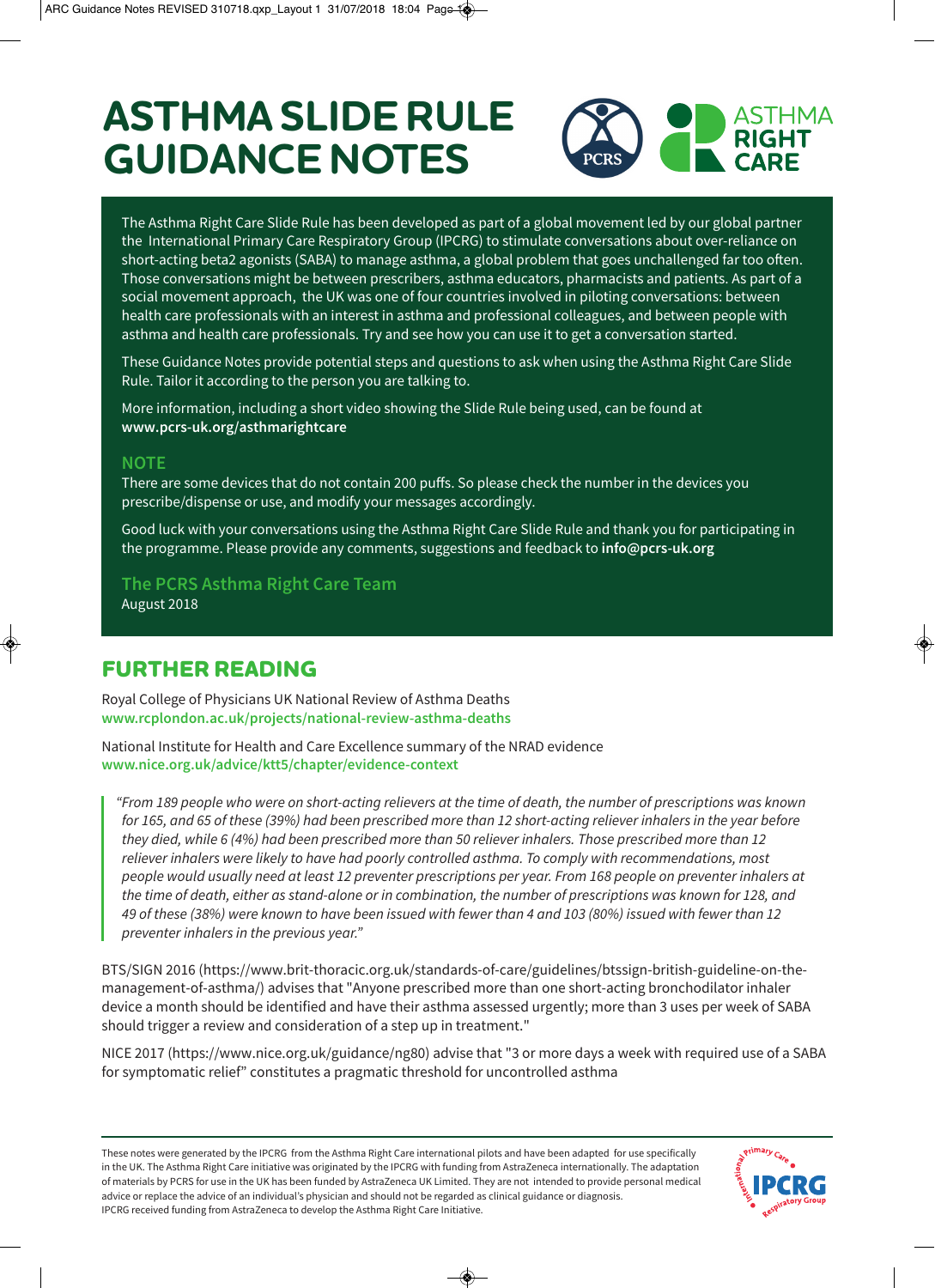# ASTHMA SLIDE RULE GUIDANCE NOTES

The Asthma Right Care Slide Rule has been developed as part of a global movement led by our global partner the International Primary Care Respiratory Group (IPCRG) to stimulate conversations about over-reliance on short-acting beta2 agonists (SABA) to manage asthma, a global problem that goes unchallenged far too often. Those conversations might be between prescribers, asthma educators, pharmacists and patients. As part of a social movement approach, the UK was one of four countries involved in piloting conversations: between health care professionals with an interest in asthma and professional colleagues, and between people with asthma and health care professionals. Try and see how you can use it to get a conversation started.

These Guidance Notes provide potential steps and questions to ask when using the Asthma Right Care Slide Rule. Tailor it according to the person you are talking to.

More information, including a short video showing the Slide Rule being used, can be found at **www.pcrs-uk.org/asthmarightcare**

### NOTE

There are some devices that do not contain 200 puffs. So please check the number in the devices you prescribe/dispense or use, and modify your messages accordingly.

Good luck with your conversations using the Asthma Right Care Slide Rule and thank you for participating in the programme. Please provide any comments, suggestions and feedback to **info@pcrs-uk.org**

**The PCRS Asthma Right Care Team**
August 2018

## FURTHER READING

Royal College of Physicians UK National Review of Asthma Deaths
www.rcplondon.ac.uk/projects/national-review-asthma-deaths

National Institute for Health and Care Excellence summary of the NRAD evidence
www.nice.org.uk/advice/ktt5/chapter/evidence-context

> *"From 189 people who were on short-acting relievers at the time of death, the number of prescriptions was known for 165, and 65 of these (39%) had been prescribed more than 12 short-acting reliever inhalers in the year before they died, while 6 (4%) had been prescribed more than 50 reliever inhalers. Those prescribed more than 12 reliever inhalers were likely to have had poorly controlled asthma. To comply with recommendations, most people would usually need at least 12 preventer prescriptions per year. From 168 people on preventer inhalers at the time of death, either as stand-alone or in combination, the number of prescriptions was known for 128, and 49 of these (38%) were known to have been issued with fewer than 4 and 103 (80%) issued with fewer than 12 preventer inhalers in the previous year."*

BTS/SIGN 2016 (https://www.brit-thoracic.org.uk/standards-of-care/guidelines/btssign-british-guideline-on-the-management-of-asthma/) advises that "Anyone prescribed more than one short-acting bronchodilator inhaler device a month should be identified and have their asthma assessed urgently; more than 3 uses per week of SABA should trigger a review and consideration of a step up in treatment."

NICE 2017 (https://www.nice.org.uk/guidance/ng80) advise that "3 or more days a week with required use of a SABA for symptomatic relief" constitutes a pragmatic threshold for uncontrolled asthma

These notes were generated by the IPCRG from the Asthma Right Care international pilots and have been adapted for use specifically in the UK. The Asthma Right Care initiative was originated by the IPCRG with funding from AstraZeneca internationally. The adaptation of materials by PCRS for use in the UK has been funded by AstraZeneca UK Limited. They are not intended to provide personal medical advice or replace the advice of an individual's physician and should not be regarded as clinical guidance or diagnosis. IPCRG received funding from AstraZeneca to develop the Asthma Right Care Initiative.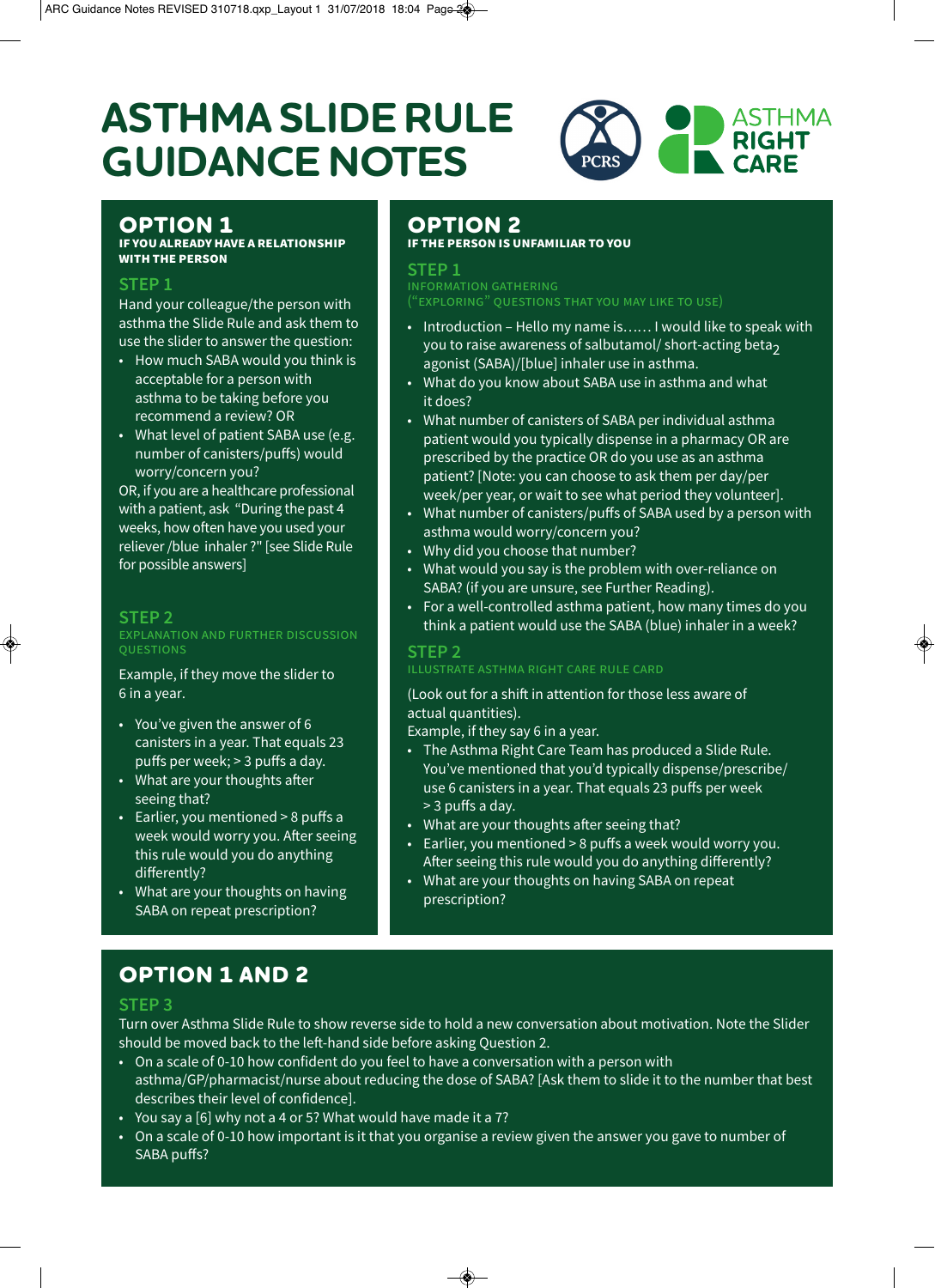# ASTHMA SLIDE RULE GUIDANCE NOTES

PCRS

ASTHMA RIGHT CARE

## OPTION 1

**IF YOU ALREADY HAVE A RELATIONSHIP WITH THE PERSON**

### STEP 1

Hand your colleague/the person with asthma the Slide Rule and ask them to use the slider to answer the question:

- How much SABA would you think is acceptable for a person with asthma to be taking before you recommend a review? OR
- What level of patient SABA use (e.g. number of canisters/puffs) would worry/concern you?

OR, if you are a healthcare professional with a patient, ask "During the past 4 weeks, how often have you used your reliever /blue inhaler?" [see Slide Rule for possible answers]

### STEP 2

EXPLANATION AND FURTHER DISCUSSION QUESTIONS

Example, if they move the slider to 6 in a year.

- You've given the answer of 6 canisters in a year. That equals 23 puffs per week; > 3 puffs a day.
- What are your thoughts after seeing that?
- Earlier, you mentioned > 8 puffs a week would worry you. After seeing this rule would you do anything differently?
- What are your thoughts on having SABA on repeat prescription?

## OPTION 2

**IF THE PERSON IS UNFAMILIAR TO YOU**

### STEP 1

INFORMATION GATHERING
("EXPLORING" QUESTIONS THAT YOU MAY LIKE TO USE)

- Introduction – Hello my name is...... I would like to speak with you to raise awareness of salbutamol/ short-acting beta$_2$ agonist (SABA)/[blue] inhaler use in asthma.
- What do you know about SABA use in asthma and what it does?
- What number of canisters of SABA per individual asthma patient would you typically dispense in a pharmacy OR are prescribed by the practice OR do you use as an asthma patient? [Note: you can choose to ask them per day/per week/per year, or wait to see what period they volunteer].
- What number of canisters/puffs of SABA used by a person with asthma would worry/concern you?
- Why did you choose that number?
- What would you say is the problem with over-reliance on SABA? (if you are unsure, see Further Reading).
- For a well-controlled asthma patient, how many times do you think a patient would use the SABA (blue) inhaler in a week?

### STEP 2

ILLUSTRATE ASTHMA RIGHT CARE RULE CARD

(Look out for a shift in attention for those less aware of actual quantities).
Example, if they say 6 in a year.

- The Asthma Right Care Team has produced a Slide Rule. You've mentioned that you'd typically dispense/prescribe/ use 6 canisters in a year. That equals 23 puffs per week > 3 puffs a day.
- What are your thoughts after seeing that?
- Earlier, you mentioned > 8 puffs a week would worry you. After seeing this rule would you do anything differently?
- What are your thoughts on having SABA on repeat prescription?

## OPTION 1 AND 2

### STEP 3

Turn over Asthma Slide Rule to show reverse side to hold a new conversation about motivation. Note the Slider should be moved back to the left-hand side before asking Question 2.

- On a scale of 0-10 how confident do you feel to have a conversation with a person with asthma/GP/pharmacist/nurse about reducing the dose of SABA? [Ask them to slide it to the number that best describes their level of confidence].
- You say a [6] why not a 4 or 5? What would have made it a 7?
- On a scale of 0-10 how important is it that you organise a review given the answer you gave to number of SABA puffs?